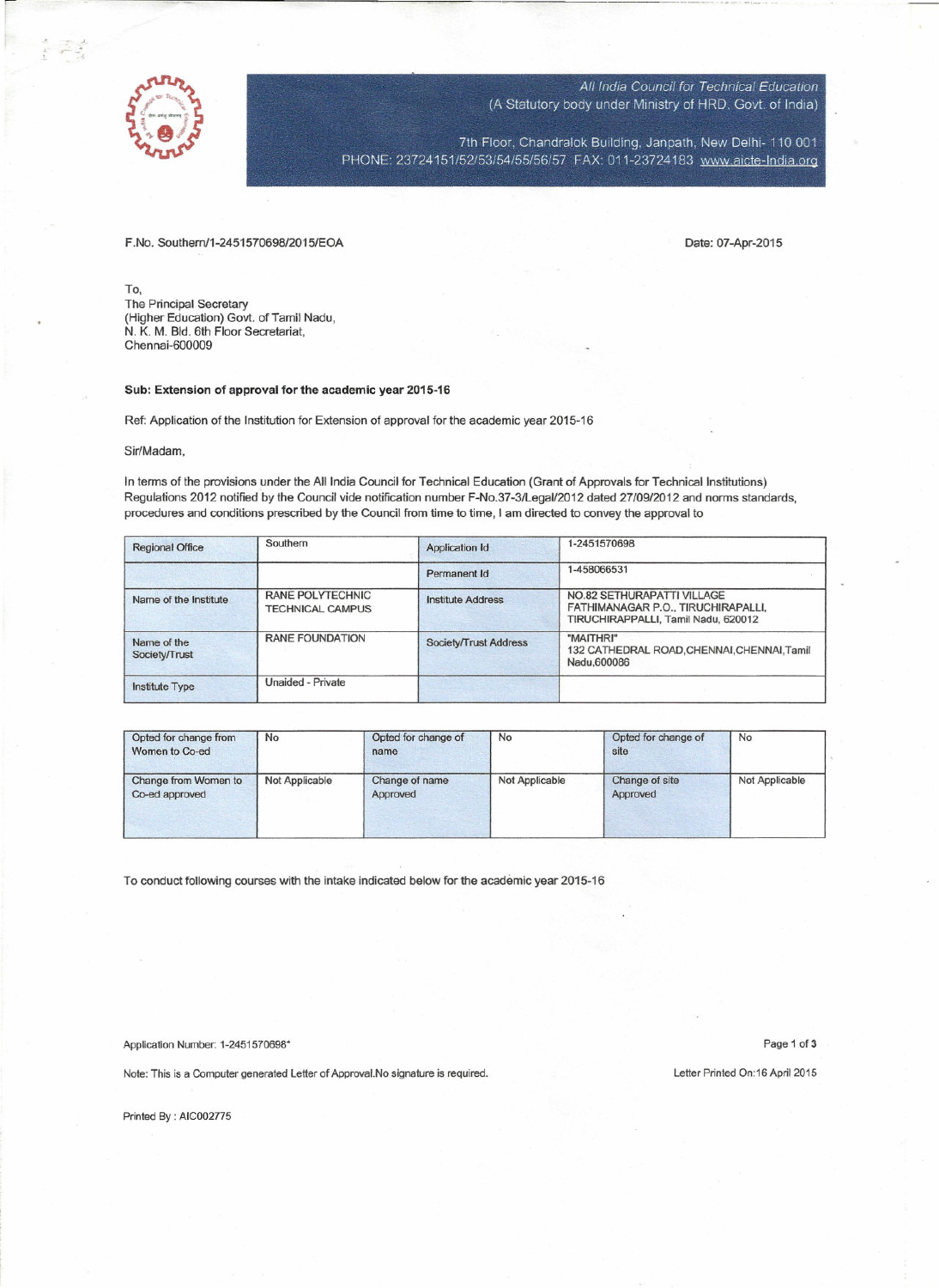All India Council for Technical Education
(A Statutory body under Ministry of HRD, Govt. of India)

7th Floor, Chandralok Building, Janpath, New Delhi- 110 001
PHONE: 23724151/52/53/54/55/56/57 FAX: 011-23724183 www.aicte-India.org

F.No. Southern/1-2451570698/2015/EOA

Date: 07-Apr-2015

To,
The Principal Secretary
(Higher Education) Govt. of Tamil Nadu,
N. K. M. Bld. 6th Floor Secretariat,
Chennai-600009

**Sub: Extension of approval for the academic year 2015-16**

Ref: Application of the Institution for Extension of approval for the academic year 2015-16

Sir/Madam,

In terms of the provisions under the All India Council for Technical Education (Grant of Approvals for Technical Institutions) Regulations 2012 notified by the Council vide notification number F-No.37-3/Legal/2012 dated 27/09/2012 and norms standards, procedures and conditions prescribed by the Council from time to time, I am directed to convey the approval to

| Regional Office | Southern | Application Id | 1-2451570698 |
|---|---|---|---|
| | | Permanent Id | 1-458066531 |
| Name of the Institute | RANE POLYTECHNIC TECHNICAL CAMPUS | Institute Address | NO.82 SETHURAPATTI VILLAGE FATHIMANAGAR P.O., TIRUCHIRAPALLI, TIRUCHIRAPPALLI, Tamil Nadu, 620012 |
| Name of the Society/Trust | RANE FOUNDATION | Society/Trust Address | "MAITHRI" 132 CATHEDRAL ROAD,CHENNAI,CHENNAI,Tamil Nadu,600086 |
| Institute Type | Unaided - Private | | |

| Opted for change from Women to Co-ed | No | Opted for change of name | No | Opted for change of site | No |
|---|---|---|---|---|---|
| Change from Women to Co-ed approved | Not Applicable | Change of name Approved | Not Applicable | Change of site Approved | Not Applicable |

To conduct following courses with the intake indicated below for the academic year 2015-16

Application Number: 1-2451570698*

Note: This is a Computer generated Letter of Approval.No signature is required.

Letter Printed On:16 April 2015

Printed By : AIC002775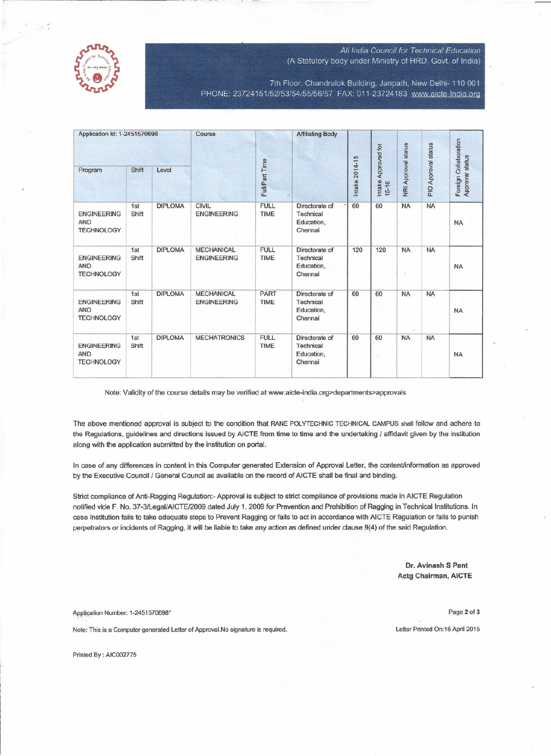All India Council for Technical Education
(A Statutory body under Ministry of HRD, Govt. of India)

7th Floor, Chandralok Building, Janpath, New Delhi- 110 001
PHONE: 23724151/52/53/54/55/56/57 FAX: 011-23724183 www.aicte-India.org

| Application Id: 1-2451570698 | | | Course | Full/Part Time | Affiliating Body | Intake 2014-15 | Intake Approved for 15-16 | NRI Approval status | PIO Approval status | Foreign Collaboration Approval status |
|---|---|---|---|---|---|---|---|---|---|---|
| Program | Shift | Level | | | | | | | | |
| ENGINEERING AND TECHNOLOGY | 1st Shift | DIPLOMA | CIVIL ENGINEERING | FULL TIME | Directorate of Technical Education, Chennai | 60 | 60 | NA | NA | NA |
| ENGINEERING AND TECHNOLOGY | 1st Shift | DIPLOMA | MECHANICAL ENGINEERING | FULL TIME | Directorate of Technical Education, Chennai | 120 | 120 | NA | NA | NA |
| ENGINEERING AND TECHNOLOGY | 1st Shift | DIPLOMA | MECHANICAL ENGINEERING | PART TIME | Directorate of Technical Education, Chennai | 60 | 60 | NA | NA | NA |
| ENGINEERING AND TECHNOLOGY | 1st Shift | DIPLOMA | MECHATRONICS | FULL TIME | Directorate of Technical Education, Chennai | 60 | 60 | NA | NA | NA |

Note: Validity of the course details may be verified at www.aicte-india.org>departments>approvals

The above mentioned approval is subject to the condition that RANE POLYTECHNIC TECHNICAL CAMPUS shall follow and adhere to the Regulations, guidelines and directions issued by AICTE from time to time and the undertaking / affidavit given by the institution along with the application submitted by the institution on portal.

In case of any differences in content in this Computer generated Extension of Approval Letter, the content/information as approved by the Executive Council / General Council as available on the record of AICTE shall be final and binding.

Strict compliance of Anti-Ragging Regulation:- Approval is subject to strict compliance of provisions made in AICTE Regulation notified vide F. No. 37-3/Legal/AICTE/2009 dated July 1, 2009 for Prevention and Prohibition of Ragging in Technical Institutions. In case Institution fails to take adequate steps to Prevent Ragging or fails to act in accordance with AICTE Regulation or fails to punish perpetrators or incidents of Ragging, it will be liable to take any action as defined under clause 9(4) of the said Regulation.

**Dr. Avinash S Pant**
**Actg Chairman, AICTE**

Application Number: 1-2451570698*

Note: This is a Computer generated Letter of Approval.No signature is required.

Letter Printed On:16 April 2015

Printed By : AIC002775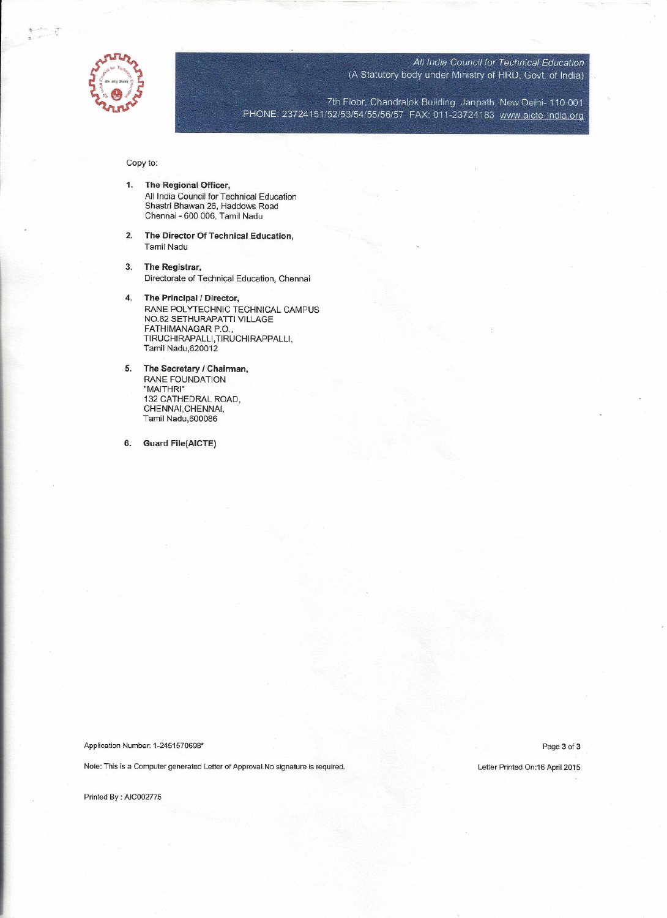Copy to:

1. **The Regional Officer,**
   All India Council for Technical Education
   Shastri Bhawan 26, Haddows Road
   Chennai - 600 006, Tamil Nadu

2. **The Director Of Technical Education,**
   Tamil Nadu

3. **The Registrar,**
   Directorate of Technical Education, Chennai

4. **The Principal / Director,**
   RANE POLYTECHNIC TECHNICAL CAMPUS
   NO.82 SETHURAPATTI VILLAGE
   FATHIMANAGAR P.O.,
   TIRUCHIRAPALLI,TIRUCHIRAPPALLI,
   Tamil Nadu,620012

5. **The Secretary / Chairman,**
   RANE FOUNDATION
   "MAITHRI"
   132 CATHEDRAL ROAD,
   CHENNAI,CHENNAI,
   Tamil Nadu,600086

6. **Guard File(AICTE)**

Application Number: 1-2451570698*

Note: This is a Computer generated Letter of Approval.No signature is required.

Letter Printed On:16 April 2015

Printed By : AIC002775